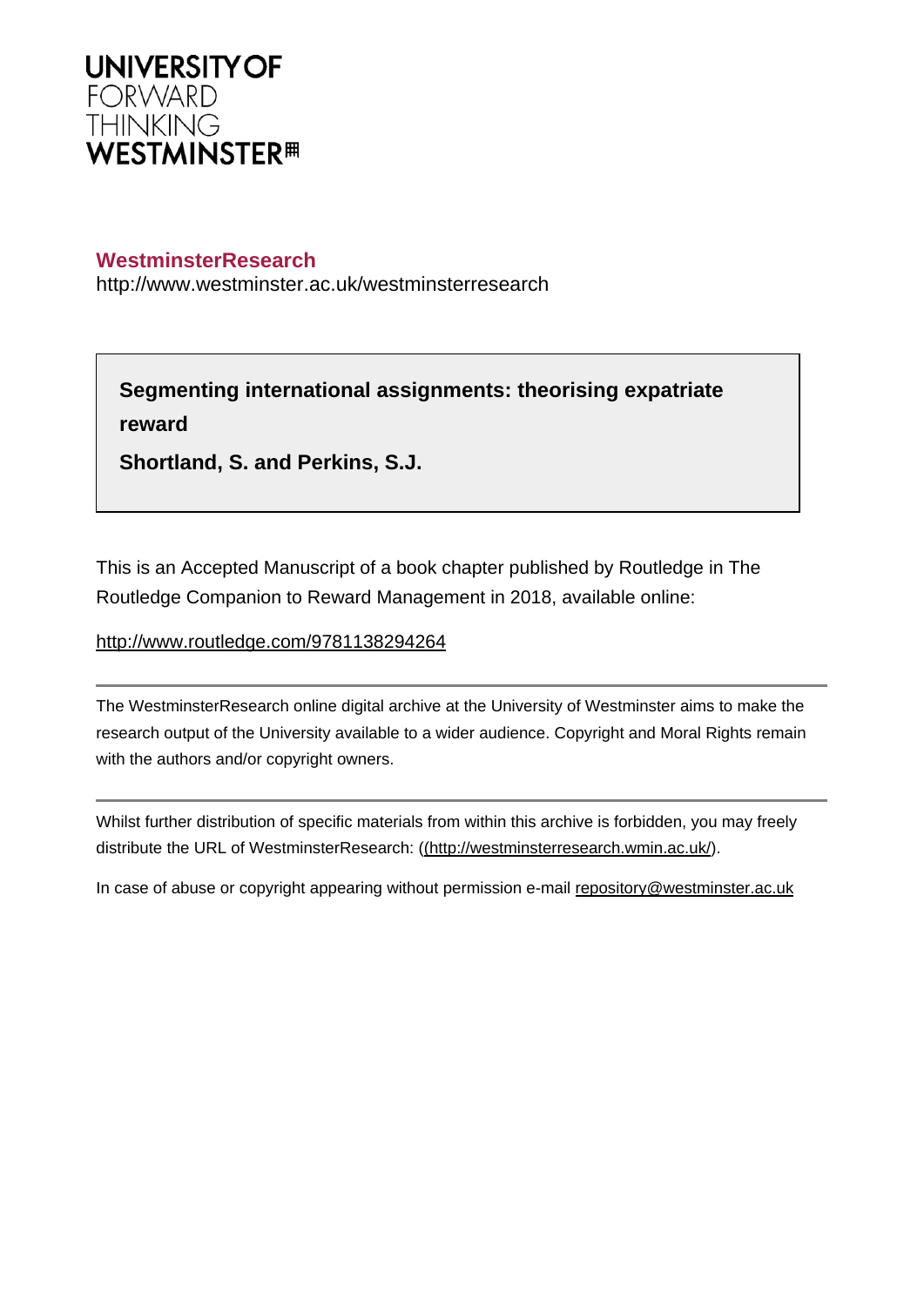UNIVERSITY OF
FORWARD
THINKING
WESTMINSTER

**WestminsterResearch**
http://www.westminster.ac.uk/westminsterresearch

**Segmenting international assignments: theorising expatriate reward**

**Shortland, S. and Perkins, S.J.**

This is an Accepted Manuscript of a book chapter published by Routledge in The Routledge Companion to Reward Management in 2018, available online:

http://www.routledge.com/9781138294264

---

The WestminsterResearch online digital archive at the University of Westminster aims to make the research output of the University available to a wider audience. Copyright and Moral Rights remain with the authors and/or copyright owners.

---

Whilst further distribution of specific materials from within this archive is forbidden, you may freely distribute the URL of WestminsterResearch: ((http://westminsterresearch.wmin.ac.uk/).

In case of abuse or copyright appearing without permission e-mail repository@westminster.ac.uk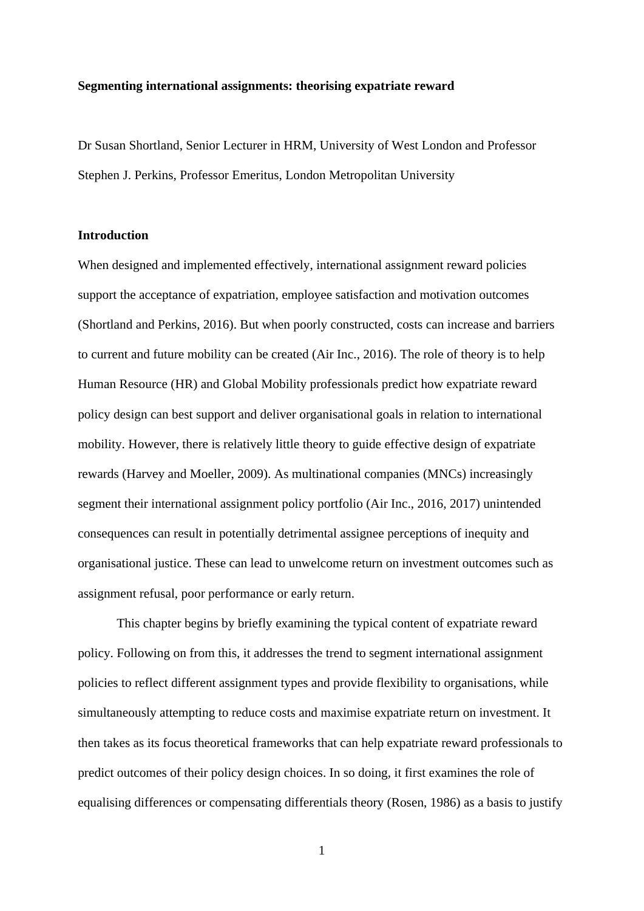**Segmenting international assignments: theorising expatriate reward**

Dr Susan Shortland, Senior Lecturer in HRM, University of West London and Professor Stephen J. Perkins, Professor Emeritus, London Metropolitan University

## Introduction

When designed and implemented effectively, international assignment reward policies support the acceptance of expatriation, employee satisfaction and motivation outcomes (Shortland and Perkins, 2016). But when poorly constructed, costs can increase and barriers to current and future mobility can be created (Air Inc., 2016). The role of theory is to help Human Resource (HR) and Global Mobility professionals predict how expatriate reward policy design can best support and deliver organisational goals in relation to international mobility. However, there is relatively little theory to guide effective design of expatriate rewards (Harvey and Moeller, 2009). As multinational companies (MNCs) increasingly segment their international assignment policy portfolio (Air Inc., 2016, 2017) unintended consequences can result in potentially detrimental assignee perceptions of inequity and organisational justice. These can lead to unwelcome return on investment outcomes such as assignment refusal, poor performance or early return.

This chapter begins by briefly examining the typical content of expatriate reward policy. Following on from this, it addresses the trend to segment international assignment policies to reflect different assignment types and provide flexibility to organisations, while simultaneously attempting to reduce costs and maximise expatriate return on investment. It then takes as its focus theoretical frameworks that can help expatriate reward professionals to predict outcomes of their policy design choices. In so doing, it first examines the role of equalising differences or compensating differentials theory (Rosen, 1986) as a basis to justify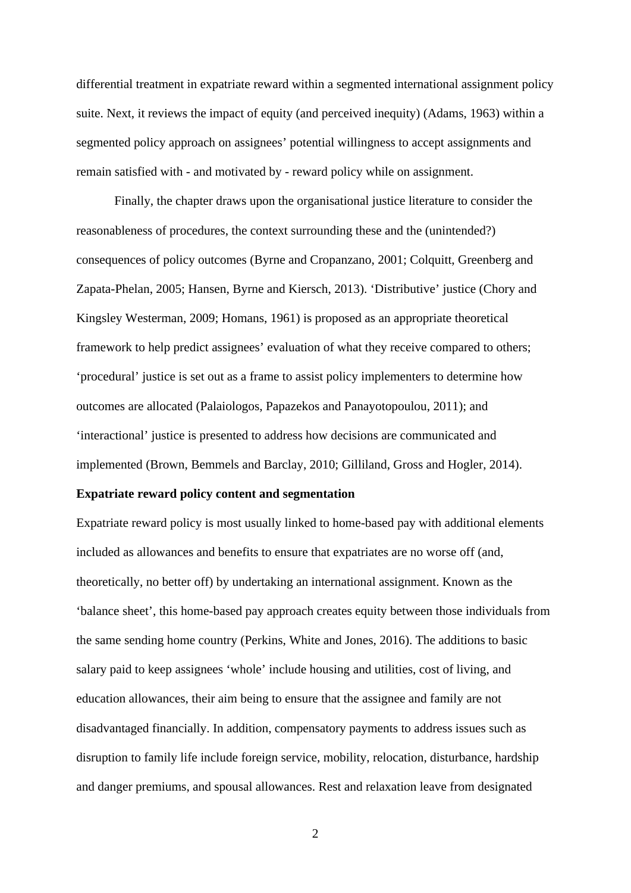differential treatment in expatriate reward within a segmented international assignment policy suite. Next, it reviews the impact of equity (and perceived inequity) (Adams, 1963) within a segmented policy approach on assignees' potential willingness to accept assignments and remain satisfied with - and motivated by - reward policy while on assignment.

Finally, the chapter draws upon the organisational justice literature to consider the reasonableness of procedures, the context surrounding these and the (unintended?) consequences of policy outcomes (Byrne and Cropanzano, 2001; Colquitt, Greenberg and Zapata-Phelan, 2005; Hansen, Byrne and Kiersch, 2013). 'Distributive' justice (Chory and Kingsley Westerman, 2009; Homans, 1961) is proposed as an appropriate theoretical framework to help predict assignees' evaluation of what they receive compared to others; 'procedural' justice is set out as a frame to assist policy implementers to determine how outcomes are allocated (Palaiologos, Papazekos and Panayotopoulou, 2011); and 'interactional' justice is presented to address how decisions are communicated and implemented (Brown, Bemmels and Barclay, 2010; Gilliland, Gross and Hogler, 2014).

**Expatriate reward policy content and segmentation**

Expatriate reward policy is most usually linked to home-based pay with additional elements included as allowances and benefits to ensure that expatriates are no worse off (and, theoretically, no better off) by undertaking an international assignment. Known as the 'balance sheet', this home-based pay approach creates equity between those individuals from the same sending home country (Perkins, White and Jones, 2016). The additions to basic salary paid to keep assignees 'whole' include housing and utilities, cost of living, and education allowances, their aim being to ensure that the assignee and family are not disadvantaged financially. In addition, compensatory payments to address issues such as disruption to family life include foreign service, mobility, relocation, disturbance, hardship and danger premiums, and spousal allowances. Rest and relaxation leave from designated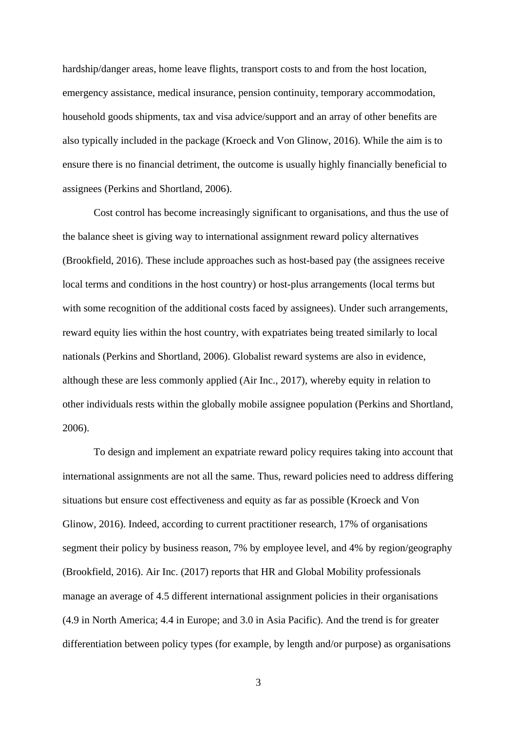hardship/danger areas, home leave flights, transport costs to and from the host location, emergency assistance, medical insurance, pension continuity, temporary accommodation, household goods shipments, tax and visa advice/support and an array of other benefits are also typically included in the package (Kroeck and Von Glinow, 2016). While the aim is to ensure there is no financial detriment, the outcome is usually highly financially beneficial to assignees (Perkins and Shortland, 2006).

Cost control has become increasingly significant to organisations, and thus the use of the balance sheet is giving way to international assignment reward policy alternatives (Brookfield, 2016). These include approaches such as host-based pay (the assignees receive local terms and conditions in the host country) or host-plus arrangements (local terms but with some recognition of the additional costs faced by assignees). Under such arrangements, reward equity lies within the host country, with expatriates being treated similarly to local nationals (Perkins and Shortland, 2006). Globalist reward systems are also in evidence, although these are less commonly applied (Air Inc., 2017), whereby equity in relation to other individuals rests within the globally mobile assignee population (Perkins and Shortland, 2006).

To design and implement an expatriate reward policy requires taking into account that international assignments are not all the same. Thus, reward policies need to address differing situations but ensure cost effectiveness and equity as far as possible (Kroeck and Von Glinow, 2016). Indeed, according to current practitioner research, 17% of organisations segment their policy by business reason, 7% by employee level, and 4% by region/geography (Brookfield, 2016). Air Inc. (2017) reports that HR and Global Mobility professionals manage an average of 4.5 different international assignment policies in their organisations (4.9 in North America; 4.4 in Europe; and 3.0 in Asia Pacific). And the trend is for greater differentiation between policy types (for example, by length and/or purpose) as organisations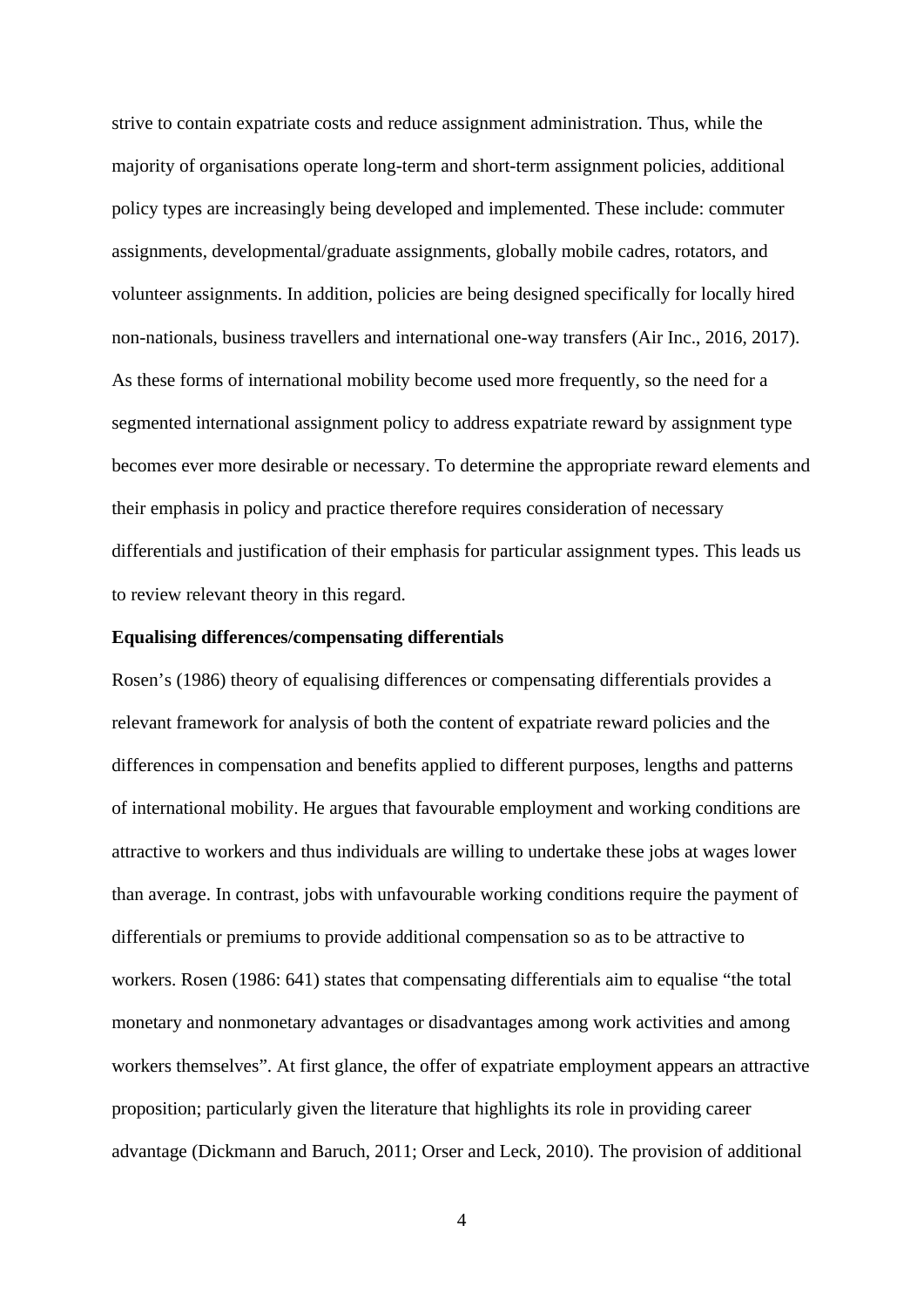strive to contain expatriate costs and reduce assignment administration. Thus, while the majority of organisations operate long-term and short-term assignment policies, additional policy types are increasingly being developed and implemented. These include: commuter assignments, developmental/graduate assignments, globally mobile cadres, rotators, and volunteer assignments. In addition, policies are being designed specifically for locally hired non-nationals, business travellers and international one-way transfers (Air Inc., 2016, 2017). As these forms of international mobility become used more frequently, so the need for a segmented international assignment policy to address expatriate reward by assignment type becomes ever more desirable or necessary. To determine the appropriate reward elements and their emphasis in policy and practice therefore requires consideration of necessary differentials and justification of their emphasis for particular assignment types. This leads us to review relevant theory in this regard.

**Equalising differences/compensating differentials**

Rosen's (1986) theory of equalising differences or compensating differentials provides a relevant framework for analysis of both the content of expatriate reward policies and the differences in compensation and benefits applied to different purposes, lengths and patterns of international mobility. He argues that favourable employment and working conditions are attractive to workers and thus individuals are willing to undertake these jobs at wages lower than average. In contrast, jobs with unfavourable working conditions require the payment of differentials or premiums to provide additional compensation so as to be attractive to workers. Rosen (1986: 641) states that compensating differentials aim to equalise "the total monetary and nonmonetary advantages or disadvantages among work activities and among workers themselves". At first glance, the offer of expatriate employment appears an attractive proposition; particularly given the literature that highlights its role in providing career advantage (Dickmann and Baruch, 2011; Orser and Leck, 2010). The provision of additional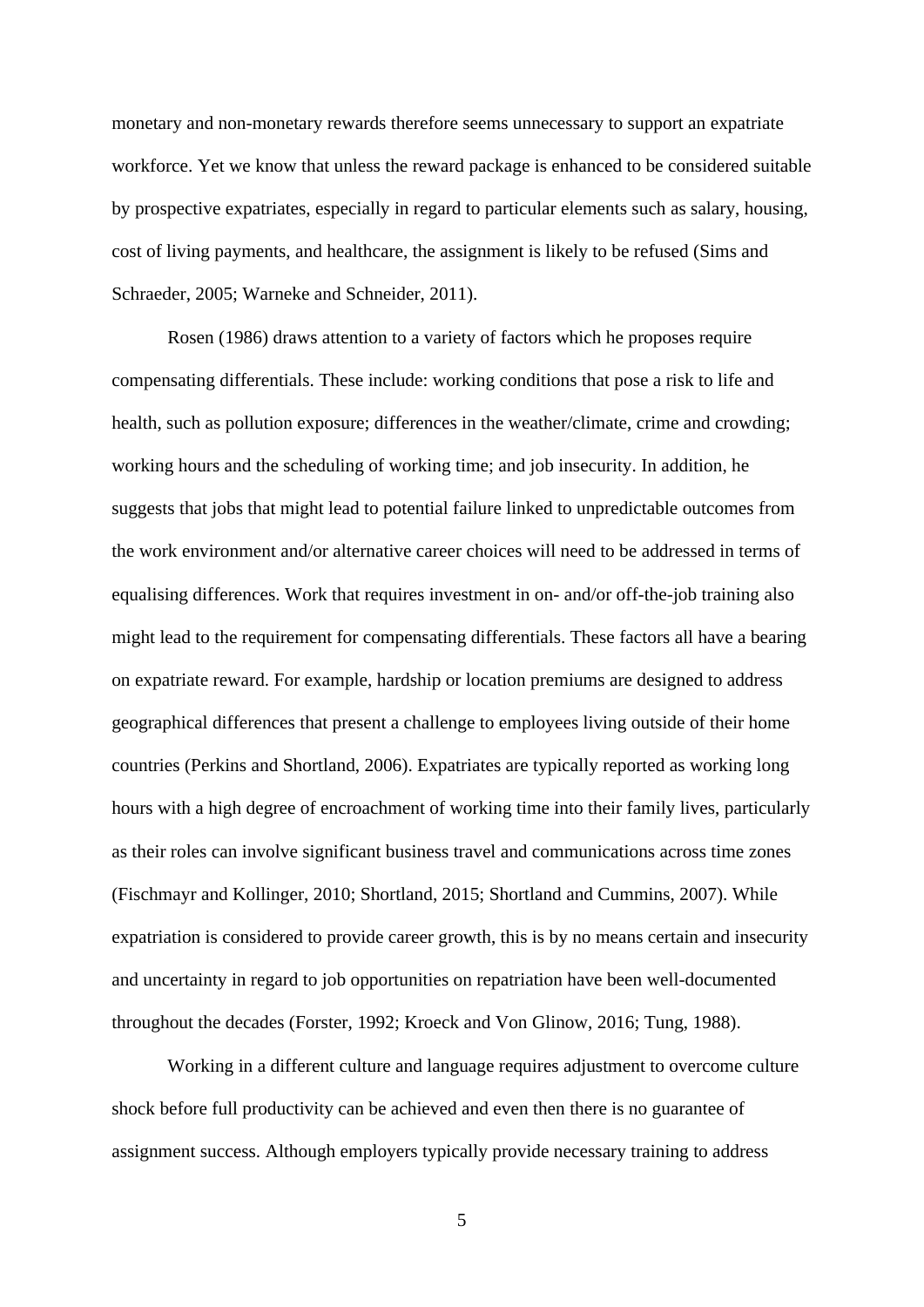monetary and non-monetary rewards therefore seems unnecessary to support an expatriate workforce. Yet we know that unless the reward package is enhanced to be considered suitable by prospective expatriates, especially in regard to particular elements such as salary, housing, cost of living payments, and healthcare, the assignment is likely to be refused (Sims and Schraeder, 2005; Warneke and Schneider, 2011).

Rosen (1986) draws attention to a variety of factors which he proposes require compensating differentials. These include: working conditions that pose a risk to life and health, such as pollution exposure; differences in the weather/climate, crime and crowding; working hours and the scheduling of working time; and job insecurity. In addition, he suggests that jobs that might lead to potential failure linked to unpredictable outcomes from the work environment and/or alternative career choices will need to be addressed in terms of equalising differences. Work that requires investment in on- and/or off-the-job training also might lead to the requirement for compensating differentials. These factors all have a bearing on expatriate reward. For example, hardship or location premiums are designed to address geographical differences that present a challenge to employees living outside of their home countries (Perkins and Shortland, 2006). Expatriates are typically reported as working long hours with a high degree of encroachment of working time into their family lives, particularly as their roles can involve significant business travel and communications across time zones (Fischmayr and Kollinger, 2010; Shortland, 2015; Shortland and Cummins, 2007). While expatriation is considered to provide career growth, this is by no means certain and insecurity and uncertainty in regard to job opportunities on repatriation have been well-documented throughout the decades (Forster, 1992; Kroeck and Von Glinow, 2016; Tung, 1988).

Working in a different culture and language requires adjustment to overcome culture shock before full productivity can be achieved and even then there is no guarantee of assignment success. Although employers typically provide necessary training to address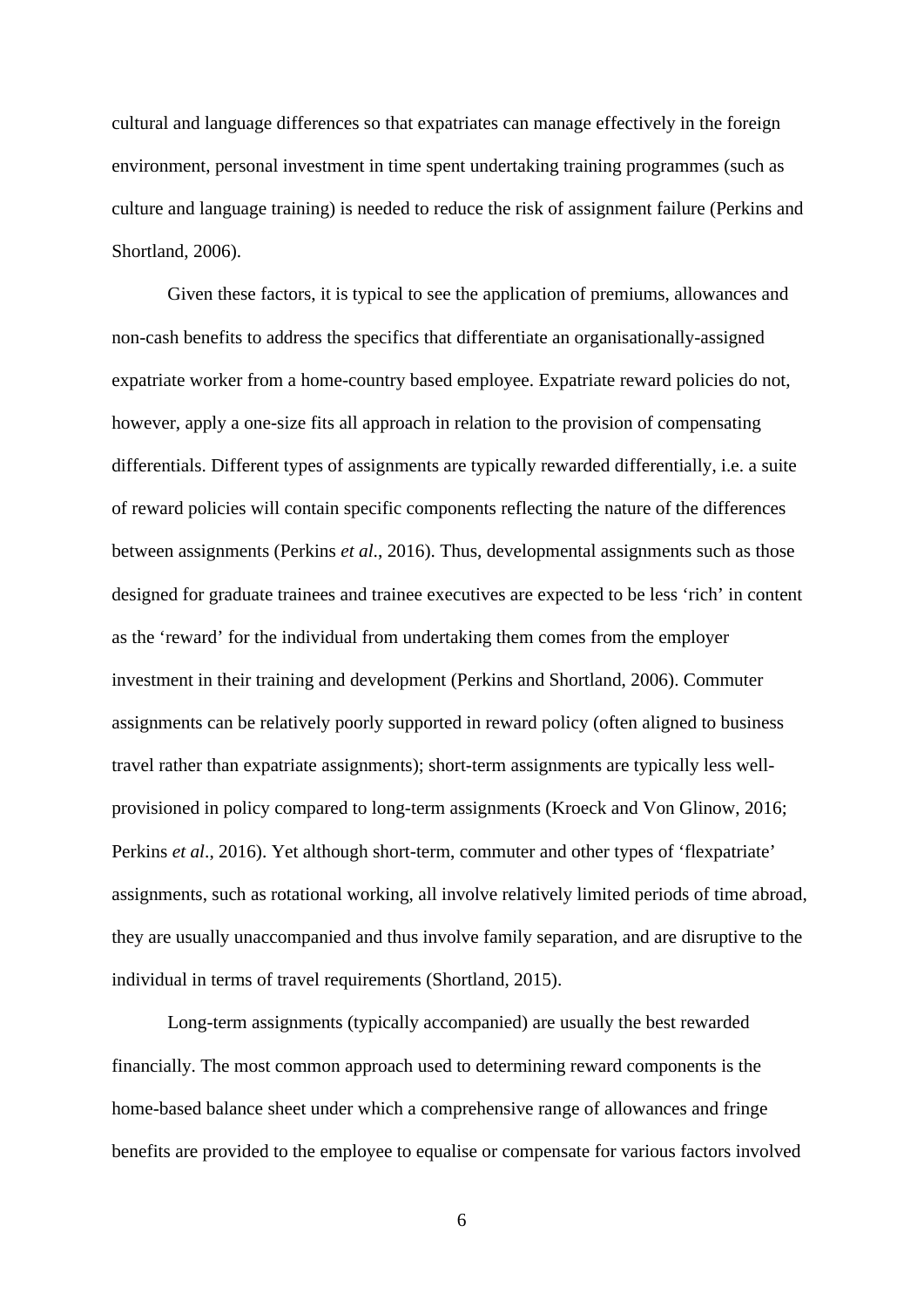cultural and language differences so that expatriates can manage effectively in the foreign environment, personal investment in time spent undertaking training programmes (such as culture and language training) is needed to reduce the risk of assignment failure (Perkins and Shortland, 2006).

Given these factors, it is typical to see the application of premiums, allowances and non-cash benefits to address the specifics that differentiate an organisationally-assigned expatriate worker from a home-country based employee. Expatriate reward policies do not, however, apply a one-size fits all approach in relation to the provision of compensating differentials. Different types of assignments are typically rewarded differentially, i.e. a suite of reward policies will contain specific components reflecting the nature of the differences between assignments (Perkins *et al*., 2016). Thus, developmental assignments such as those designed for graduate trainees and trainee executives are expected to be less 'rich' in content as the 'reward' for the individual from undertaking them comes from the employer investment in their training and development (Perkins and Shortland, 2006). Commuter assignments can be relatively poorly supported in reward policy (often aligned to business travel rather than expatriate assignments); short-term assignments are typically less well-provisioned in policy compared to long-term assignments (Kroeck and Von Glinow, 2016; Perkins *et al*., 2016). Yet although short-term, commuter and other types of 'flexpatriate' assignments, such as rotational working, all involve relatively limited periods of time abroad, they are usually unaccompanied and thus involve family separation, and are disruptive to the individual in terms of travel requirements (Shortland, 2015).

Long-term assignments (typically accompanied) are usually the best rewarded financially. The most common approach used to determining reward components is the home-based balance sheet under which a comprehensive range of allowances and fringe benefits are provided to the employee to equalise or compensate for various factors involved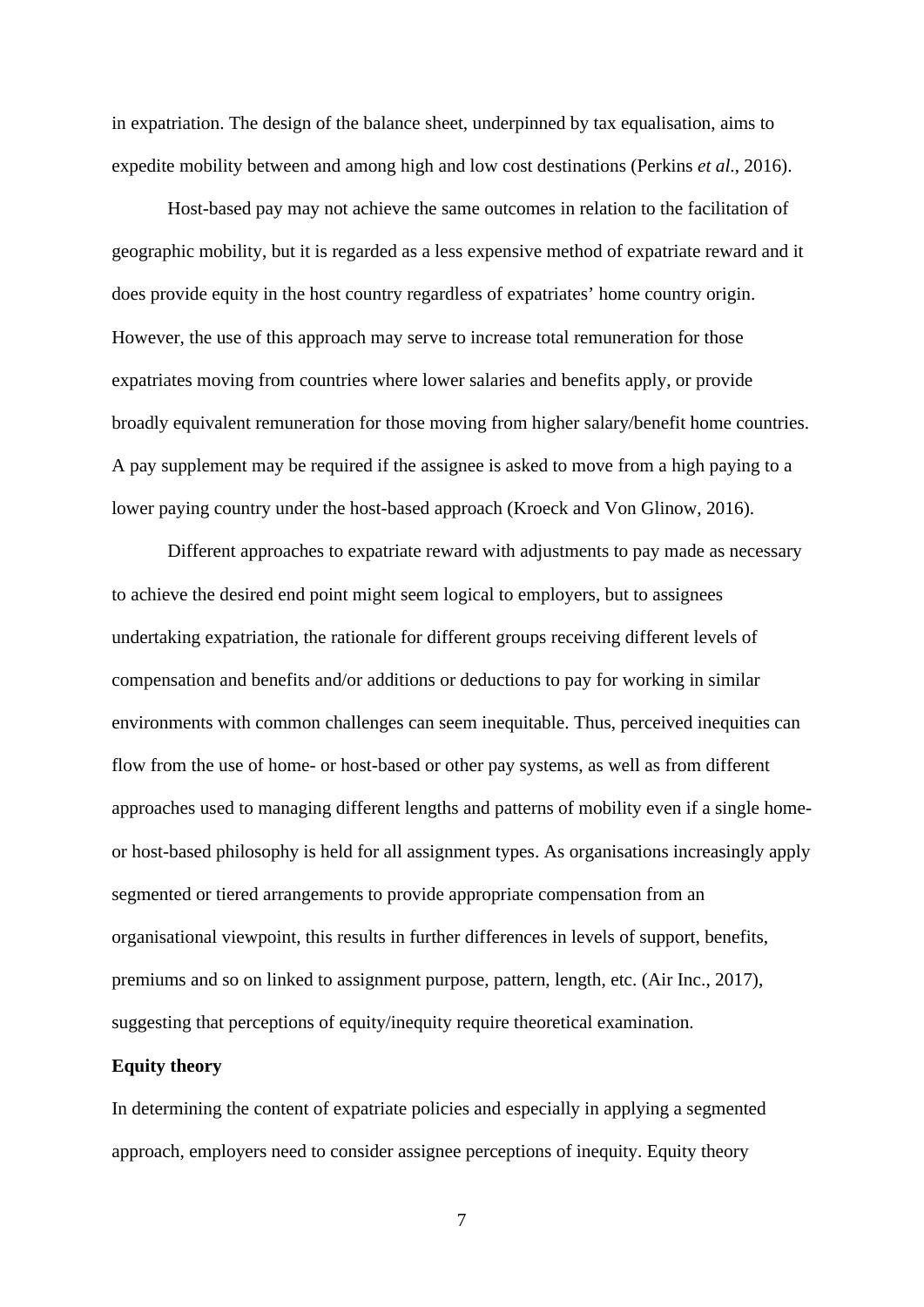in expatriation. The design of the balance sheet, underpinned by tax equalisation, aims to expedite mobility between and among high and low cost destinations (Perkins *et al*., 2016).

Host-based pay may not achieve the same outcomes in relation to the facilitation of geographic mobility, but it is regarded as a less expensive method of expatriate reward and it does provide equity in the host country regardless of expatriates' home country origin. However, the use of this approach may serve to increase total remuneration for those expatriates moving from countries where lower salaries and benefits apply, or provide broadly equivalent remuneration for those moving from higher salary/benefit home countries. A pay supplement may be required if the assignee is asked to move from a high paying to a lower paying country under the host-based approach (Kroeck and Von Glinow, 2016).

Different approaches to expatriate reward with adjustments to pay made as necessary to achieve the desired end point might seem logical to employers, but to assignees undertaking expatriation, the rationale for different groups receiving different levels of compensation and benefits and/or additions or deductions to pay for working in similar environments with common challenges can seem inequitable. Thus, perceived inequities can flow from the use of home- or host-based or other pay systems, as well as from different approaches used to managing different lengths and patterns of mobility even if a single home- or host-based philosophy is held for all assignment types. As organisations increasingly apply segmented or tiered arrangements to provide appropriate compensation from an organisational viewpoint, this results in further differences in levels of support, benefits, premiums and so on linked to assignment purpose, pattern, length, etc. (Air Inc., 2017), suggesting that perceptions of equity/inequity require theoretical examination.

**Equity theory**

In determining the content of expatriate policies and especially in applying a segmented approach, employers need to consider assignee perceptions of inequity. Equity theory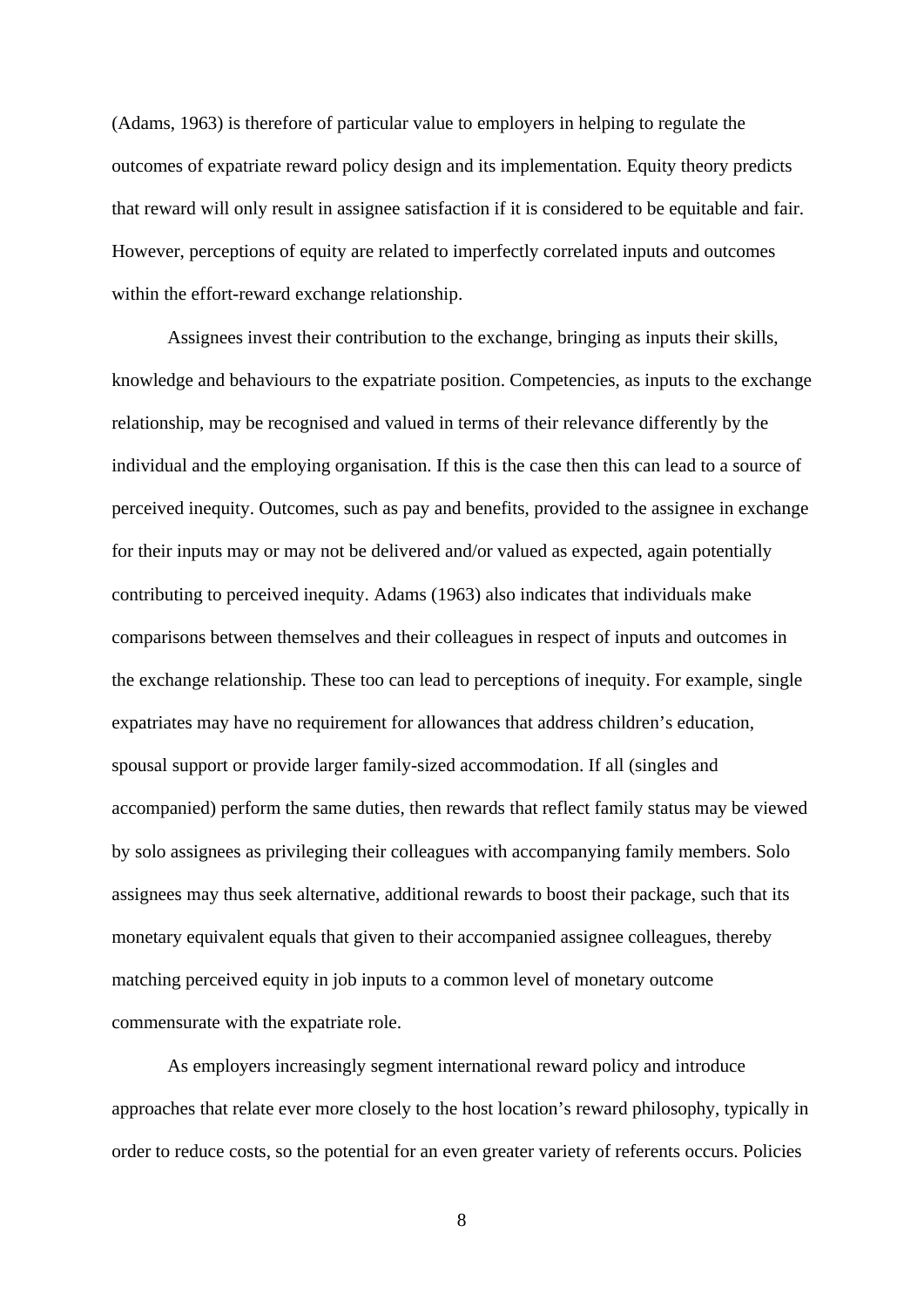(Adams, 1963) is therefore of particular value to employers in helping to regulate the outcomes of expatriate reward policy design and its implementation. Equity theory predicts that reward will only result in assignee satisfaction if it is considered to be equitable and fair. However, perceptions of equity are related to imperfectly correlated inputs and outcomes within the effort-reward exchange relationship.

Assignees invest their contribution to the exchange, bringing as inputs their skills, knowledge and behaviours to the expatriate position. Competencies, as inputs to the exchange relationship, may be recognised and valued in terms of their relevance differently by the individual and the employing organisation. If this is the case then this can lead to a source of perceived inequity. Outcomes, such as pay and benefits, provided to the assignee in exchange for their inputs may or may not be delivered and/or valued as expected, again potentially contributing to perceived inequity. Adams (1963) also indicates that individuals make comparisons between themselves and their colleagues in respect of inputs and outcomes in the exchange relationship. These too can lead to perceptions of inequity. For example, single expatriates may have no requirement for allowances that address children's education, spousal support or provide larger family-sized accommodation. If all (singles and accompanied) perform the same duties, then rewards that reflect family status may be viewed by solo assignees as privileging their colleagues with accompanying family members. Solo assignees may thus seek alternative, additional rewards to boost their package, such that its monetary equivalent equals that given to their accompanied assignee colleagues, thereby matching perceived equity in job inputs to a common level of monetary outcome commensurate with the expatriate role.

As employers increasingly segment international reward policy and introduce approaches that relate ever more closely to the host location's reward philosophy, typically in order to reduce costs, so the potential for an even greater variety of referents occurs. Policies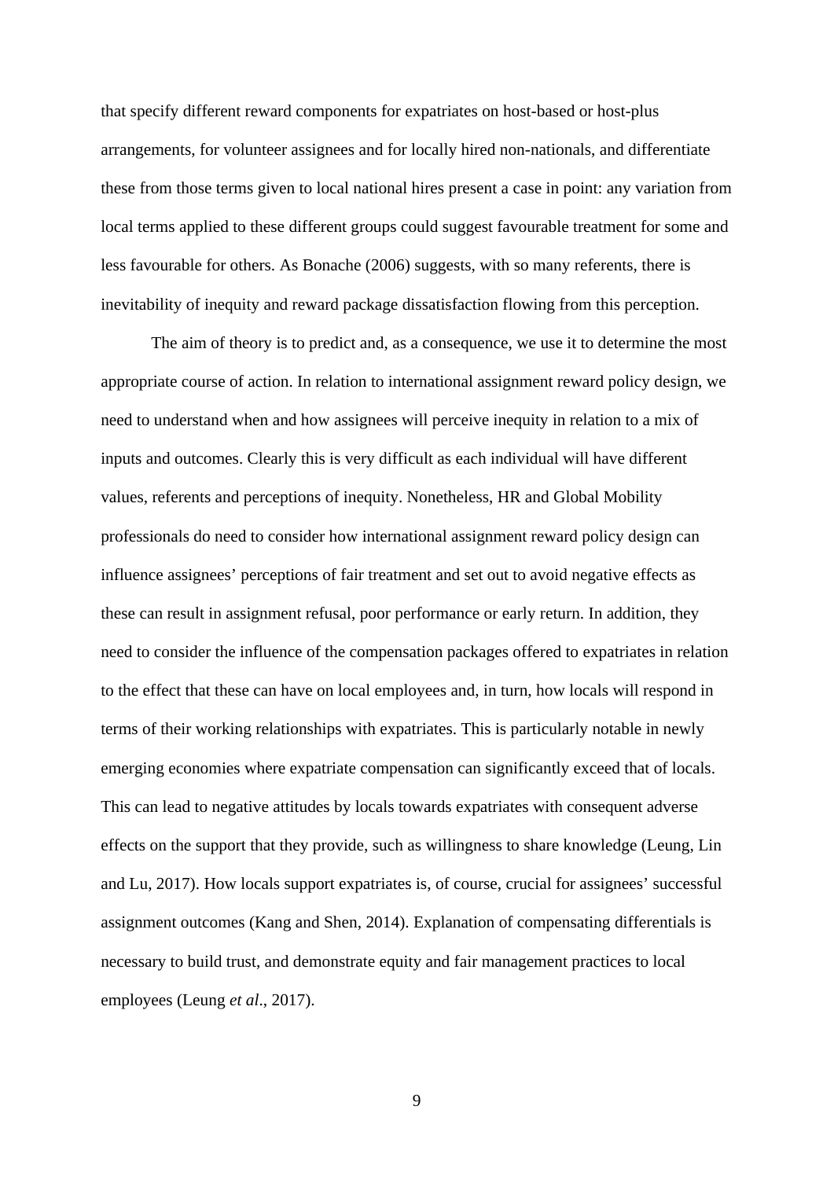that specify different reward components for expatriates on host-based or host-plus arrangements, for volunteer assignees and for locally hired non-nationals, and differentiate these from those terms given to local national hires present a case in point: any variation from local terms applied to these different groups could suggest favourable treatment for some and less favourable for others. As Bonache (2006) suggests, with so many referents, there is inevitability of inequity and reward package dissatisfaction flowing from this perception.

The aim of theory is to predict and, as a consequence, we use it to determine the most appropriate course of action. In relation to international assignment reward policy design, we need to understand when and how assignees will perceive inequity in relation to a mix of inputs and outcomes. Clearly this is very difficult as each individual will have different values, referents and perceptions of inequity. Nonetheless, HR and Global Mobility professionals do need to consider how international assignment reward policy design can influence assignees' perceptions of fair treatment and set out to avoid negative effects as these can result in assignment refusal, poor performance or early return. In addition, they need to consider the influence of the compensation packages offered to expatriates in relation to the effect that these can have on local employees and, in turn, how locals will respond in terms of their working relationships with expatriates. This is particularly notable in newly emerging economies where expatriate compensation can significantly exceed that of locals. This can lead to negative attitudes by locals towards expatriates with consequent adverse effects on the support that they provide, such as willingness to share knowledge (Leung, Lin and Lu, 2017). How locals support expatriates is, of course, crucial for assignees' successful assignment outcomes (Kang and Shen, 2014). Explanation of compensating differentials is necessary to build trust, and demonstrate equity and fair management practices to local employees (Leung *et al*., 2017).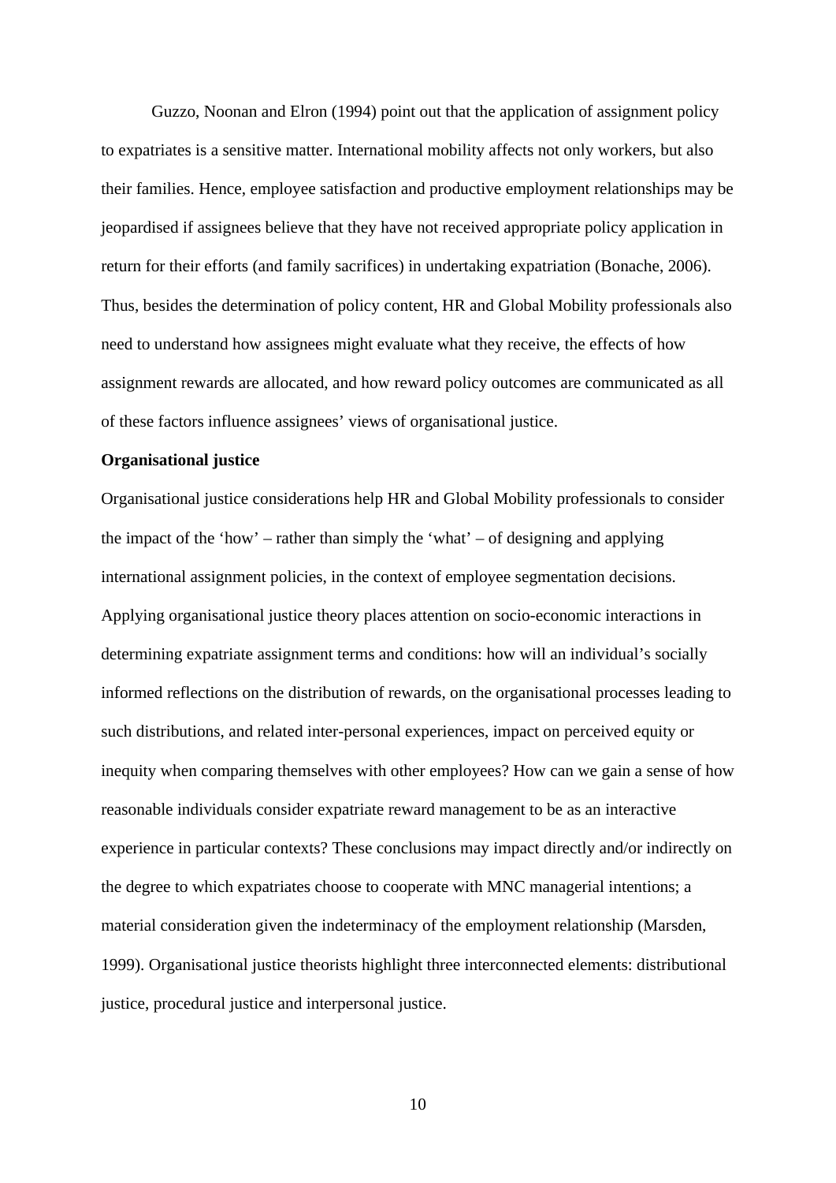Guzzo, Noonan and Elron (1994) point out that the application of assignment policy to expatriates is a sensitive matter. International mobility affects not only workers, but also their families. Hence, employee satisfaction and productive employment relationships may be jeopardised if assignees believe that they have not received appropriate policy application in return for their efforts (and family sacrifices) in undertaking expatriation (Bonache, 2006). Thus, besides the determination of policy content, HR and Global Mobility professionals also need to understand how assignees might evaluate what they receive, the effects of how assignment rewards are allocated, and how reward policy outcomes are communicated as all of these factors influence assignees' views of organisational justice.

**Organisational justice**

Organisational justice considerations help HR and Global Mobility professionals to consider the impact of the 'how' – rather than simply the 'what' – of designing and applying international assignment policies, in the context of employee segmentation decisions. Applying organisational justice theory places attention on socio-economic interactions in determining expatriate assignment terms and conditions: how will an individual's socially informed reflections on the distribution of rewards, on the organisational processes leading to such distributions, and related inter-personal experiences, impact on perceived equity or inequity when comparing themselves with other employees? How can we gain a sense of how reasonable individuals consider expatriate reward management to be as an interactive experience in particular contexts? These conclusions may impact directly and/or indirectly on the degree to which expatriates choose to cooperate with MNC managerial intentions; a material consideration given the indeterminacy of the employment relationship (Marsden, 1999). Organisational justice theorists highlight three interconnected elements: distributional justice, procedural justice and interpersonal justice.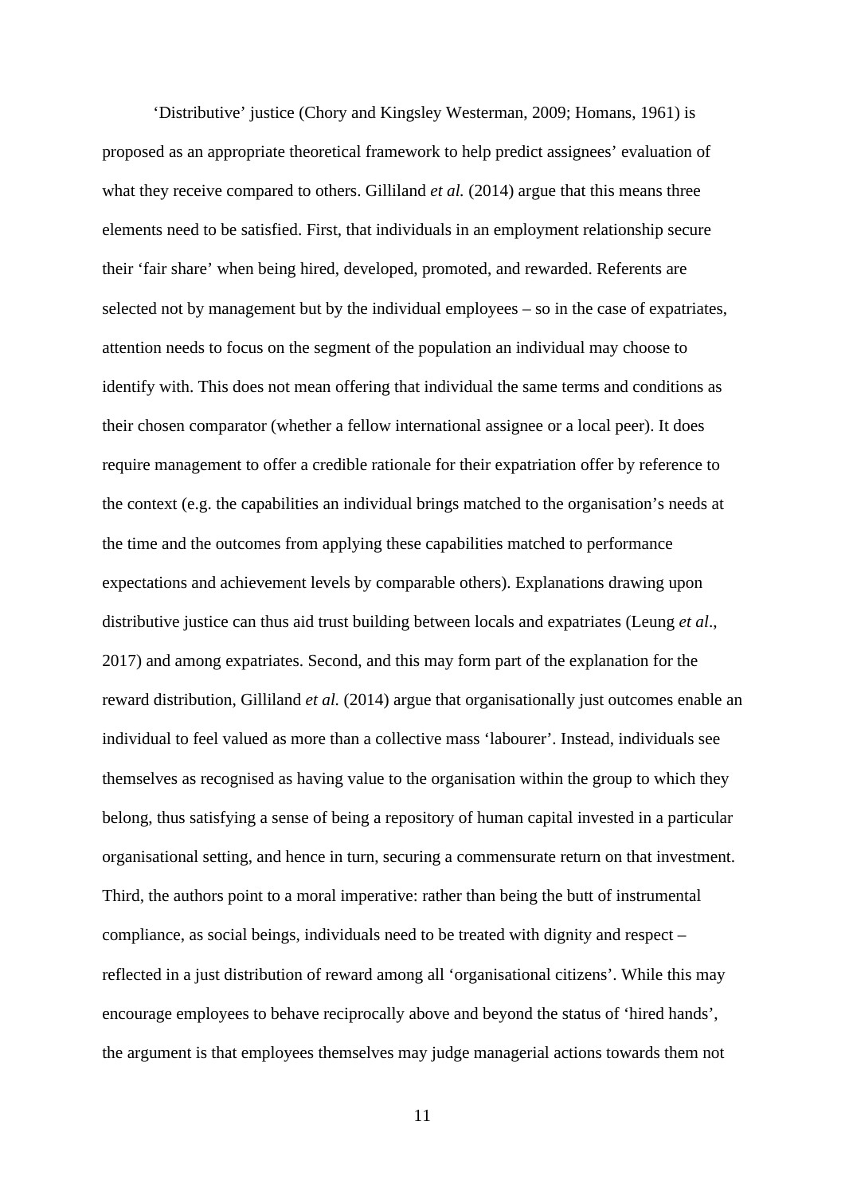'Distributive' justice (Chory and Kingsley Westerman, 2009; Homans, 1961) is proposed as an appropriate theoretical framework to help predict assignees' evaluation of what they receive compared to others. Gilliland *et al.* (2014) argue that this means three elements need to be satisfied. First, that individuals in an employment relationship secure their 'fair share' when being hired, developed, promoted, and rewarded. Referents are selected not by management but by the individual employees – so in the case of expatriates, attention needs to focus on the segment of the population an individual may choose to identify with. This does not mean offering that individual the same terms and conditions as their chosen comparator (whether a fellow international assignee or a local peer). It does require management to offer a credible rationale for their expatriation offer by reference to the context (e.g. the capabilities an individual brings matched to the organisation's needs at the time and the outcomes from applying these capabilities matched to performance expectations and achievement levels by comparable others). Explanations drawing upon distributive justice can thus aid trust building between locals and expatriates (Leung *et al*., 2017) and among expatriates. Second, and this may form part of the explanation for the reward distribution, Gilliland *et al.* (2014) argue that organisationally just outcomes enable an individual to feel valued as more than a collective mass 'labourer'. Instead, individuals see themselves as recognised as having value to the organisation within the group to which they belong, thus satisfying a sense of being a repository of human capital invested in a particular organisational setting, and hence in turn, securing a commensurate return on that investment. Third, the authors point to a moral imperative: rather than being the butt of instrumental compliance, as social beings, individuals need to be treated with dignity and respect – reflected in a just distribution of reward among all 'organisational citizens'. While this may encourage employees to behave reciprocally above and beyond the status of 'hired hands', the argument is that employees themselves may judge managerial actions towards them not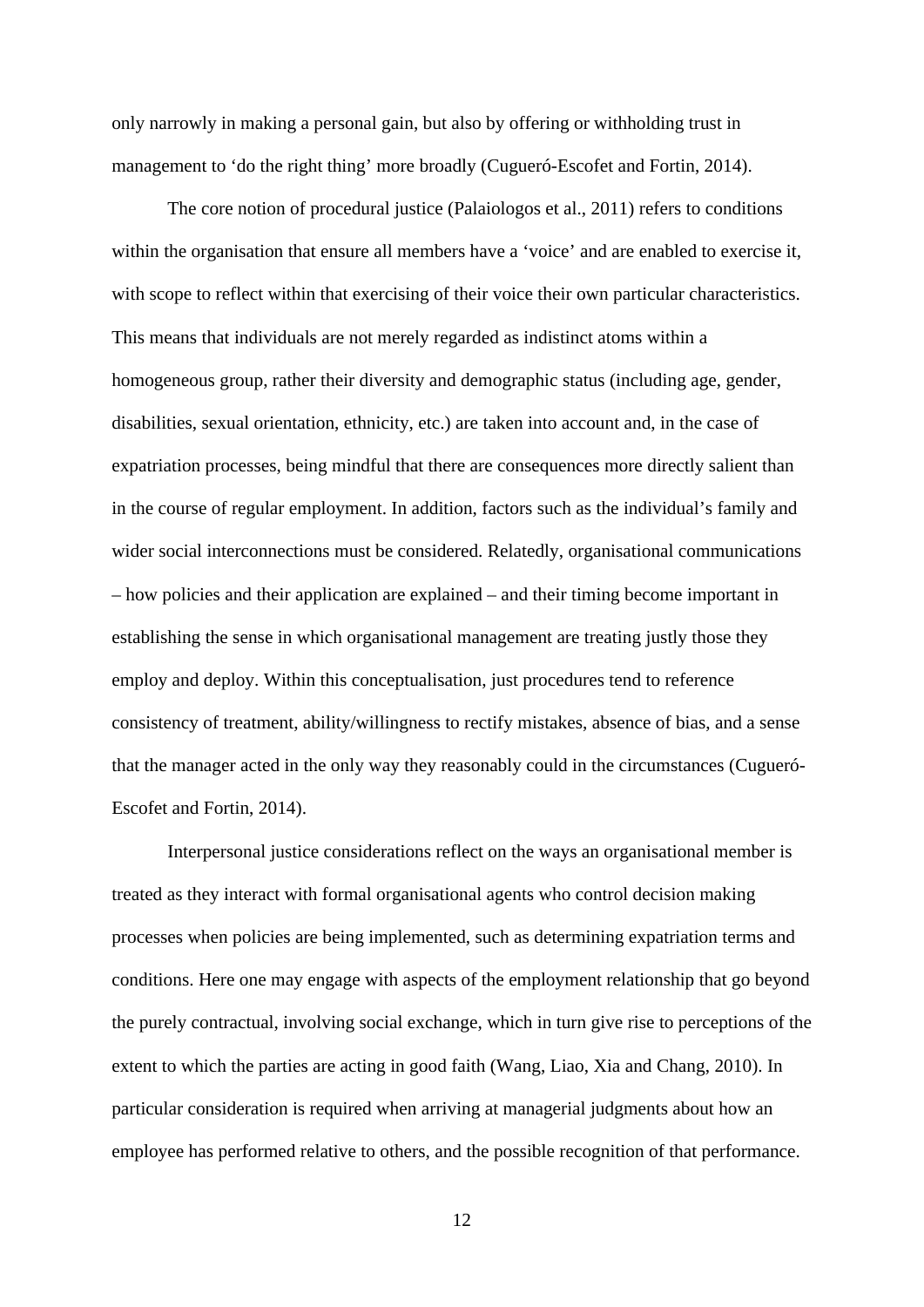only narrowly in making a personal gain, but also by offering or withholding trust in management to ‘do the right thing’ more broadly (Cugueró-Escofet and Fortin, 2014).

The core notion of procedural justice (Palaiologos et al., 2011) refers to conditions within the organisation that ensure all members have a ‘voice’ and are enabled to exercise it, with scope to reflect within that exercising of their voice their own particular characteristics. This means that individuals are not merely regarded as indistinct atoms within a homogeneous group, rather their diversity and demographic status (including age, gender, disabilities, sexual orientation, ethnicity, etc.) are taken into account and, in the case of expatriation processes, being mindful that there are consequences more directly salient than in the course of regular employment. In addition, factors such as the individual’s family and wider social interconnections must be considered. Relatedly, organisational communications – how policies and their application are explained – and their timing become important in establishing the sense in which organisational management are treating justly those they employ and deploy. Within this conceptualisation, just procedures tend to reference consistency of treatment, ability/willingness to rectify mistakes, absence of bias, and a sense that the manager acted in the only way they reasonably could in the circumstances (Cugueró-Escofet and Fortin, 2014).

Interpersonal justice considerations reflect on the ways an organisational member is treated as they interact with formal organisational agents who control decision making processes when policies are being implemented, such as determining expatriation terms and conditions. Here one may engage with aspects of the employment relationship that go beyond the purely contractual, involving social exchange, which in turn give rise to perceptions of the extent to which the parties are acting in good faith (Wang, Liao, Xia and Chang, 2010). In particular consideration is required when arriving at managerial judgments about how an employee has performed relative to others, and the possible recognition of that performance.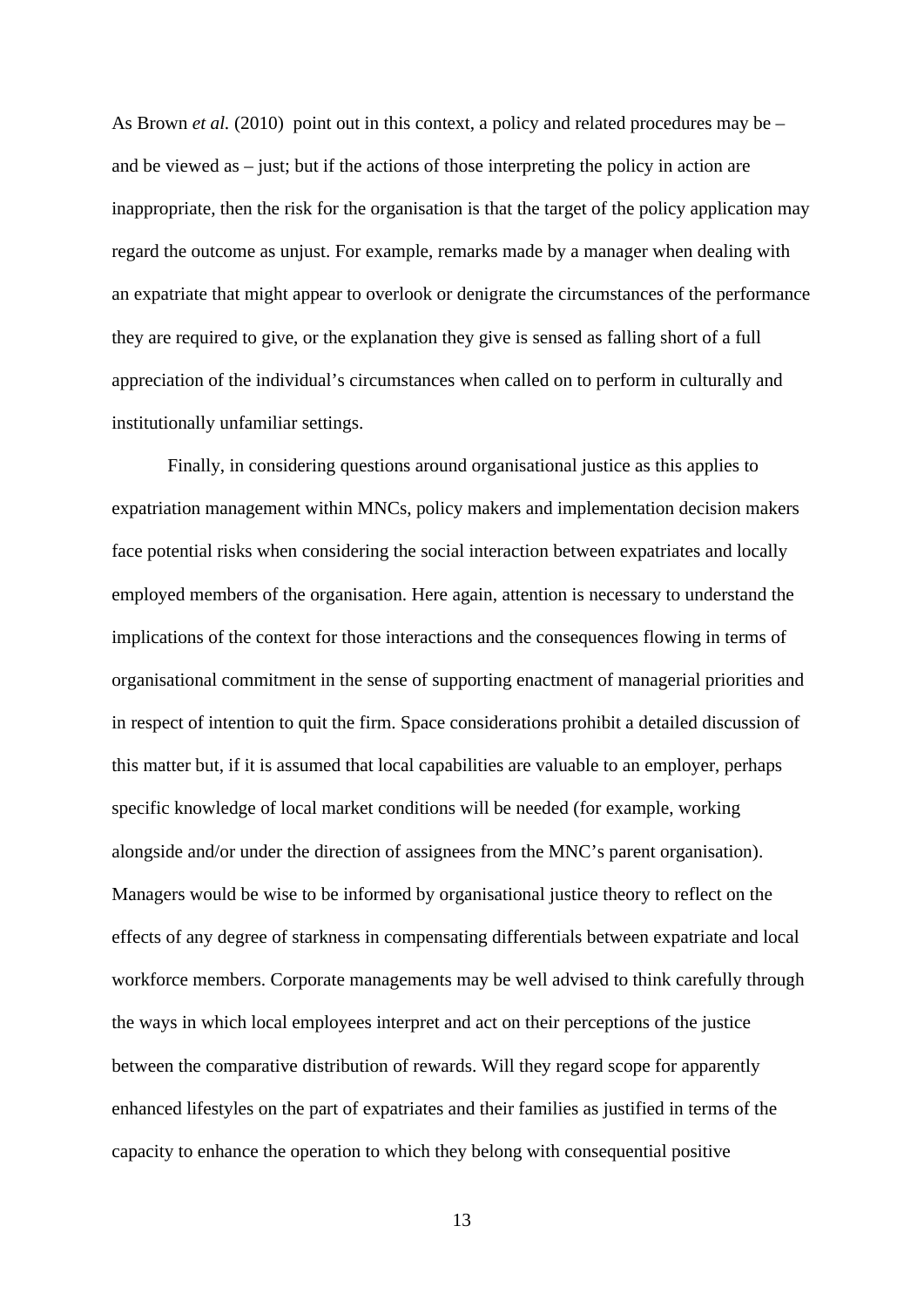As Brown *et al.* (2010) point out in this context, a policy and related procedures may be – and be viewed as – just; but if the actions of those interpreting the policy in action are inappropriate, then the risk for the organisation is that the target of the policy application may regard the outcome as unjust. For example, remarks made by a manager when dealing with an expatriate that might appear to overlook or denigrate the circumstances of the performance they are required to give, or the explanation they give is sensed as falling short of a full appreciation of the individual's circumstances when called on to perform in culturally and institutionally unfamiliar settings.

Finally, in considering questions around organisational justice as this applies to expatriation management within MNCs, policy makers and implementation decision makers face potential risks when considering the social interaction between expatriates and locally employed members of the organisation. Here again, attention is necessary to understand the implications of the context for those interactions and the consequences flowing in terms of organisational commitment in the sense of supporting enactment of managerial priorities and in respect of intention to quit the firm. Space considerations prohibit a detailed discussion of this matter but, if it is assumed that local capabilities are valuable to an employer, perhaps specific knowledge of local market conditions will be needed (for example, working alongside and/or under the direction of assignees from the MNC's parent organisation). Managers would be wise to be informed by organisational justice theory to reflect on the effects of any degree of starkness in compensating differentials between expatriate and local workforce members. Corporate managements may be well advised to think carefully through the ways in which local employees interpret and act on their perceptions of the justice between the comparative distribution of rewards. Will they regard scope for apparently enhanced lifestyles on the part of expatriates and their families as justified in terms of the capacity to enhance the operation to which they belong with consequential positive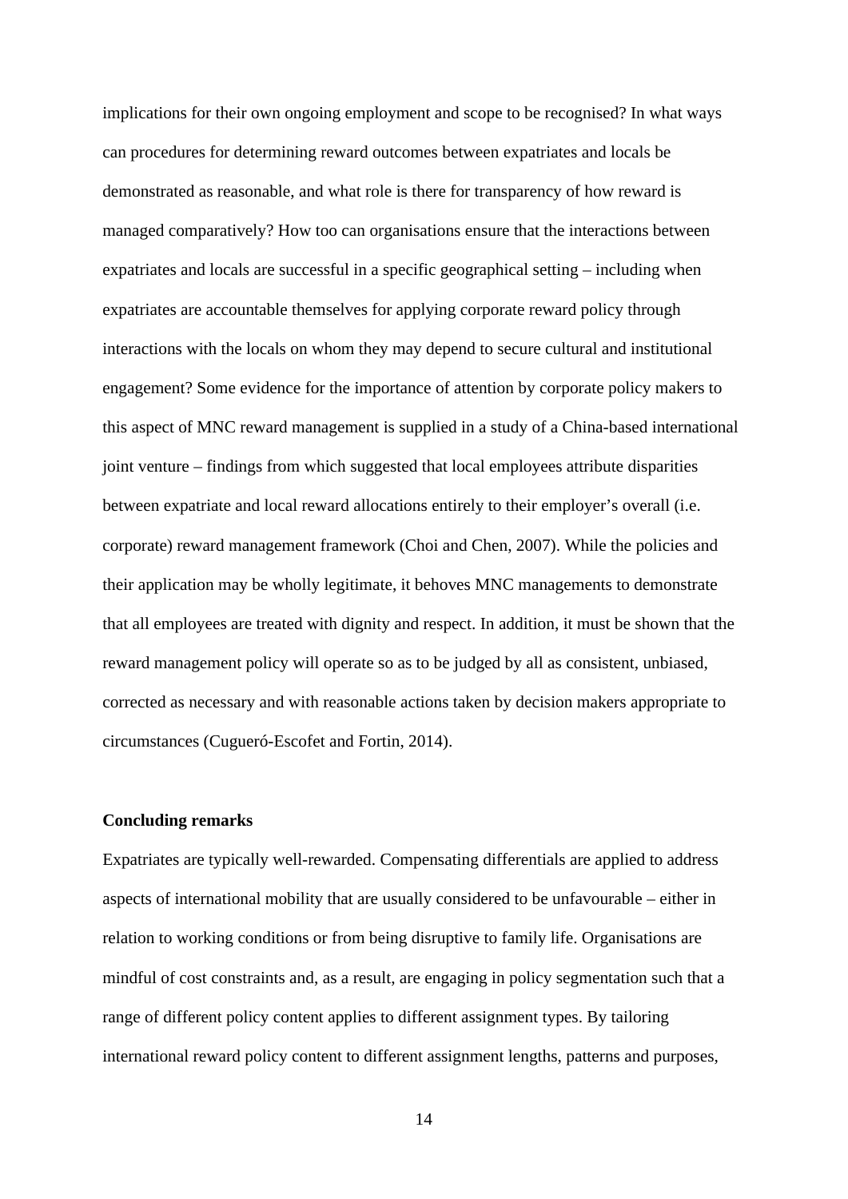implications for their own ongoing employment and scope to be recognised? In what ways can procedures for determining reward outcomes between expatriates and locals be demonstrated as reasonable, and what role is there for transparency of how reward is managed comparatively? How too can organisations ensure that the interactions between expatriates and locals are successful in a specific geographical setting – including when expatriates are accountable themselves for applying corporate reward policy through interactions with the locals on whom they may depend to secure cultural and institutional engagement? Some evidence for the importance of attention by corporate policy makers to this aspect of MNC reward management is supplied in a study of a China-based international joint venture – findings from which suggested that local employees attribute disparities between expatriate and local reward allocations entirely to their employer's overall (i.e. corporate) reward management framework (Choi and Chen, 2007). While the policies and their application may be wholly legitimate, it behoves MNC managements to demonstrate that all employees are treated with dignity and respect. In addition, it must be shown that the reward management policy will operate so as to be judged by all as consistent, unbiased, corrected as necessary and with reasonable actions taken by decision makers appropriate to circumstances (Cugueró-Escofet and Fortin, 2014).

**Concluding remarks**

Expatriates are typically well-rewarded. Compensating differentials are applied to address aspects of international mobility that are usually considered to be unfavourable – either in relation to working conditions or from being disruptive to family life. Organisations are mindful of cost constraints and, as a result, are engaging in policy segmentation such that a range of different policy content applies to different assignment types. By tailoring international reward policy content to different assignment lengths, patterns and purposes,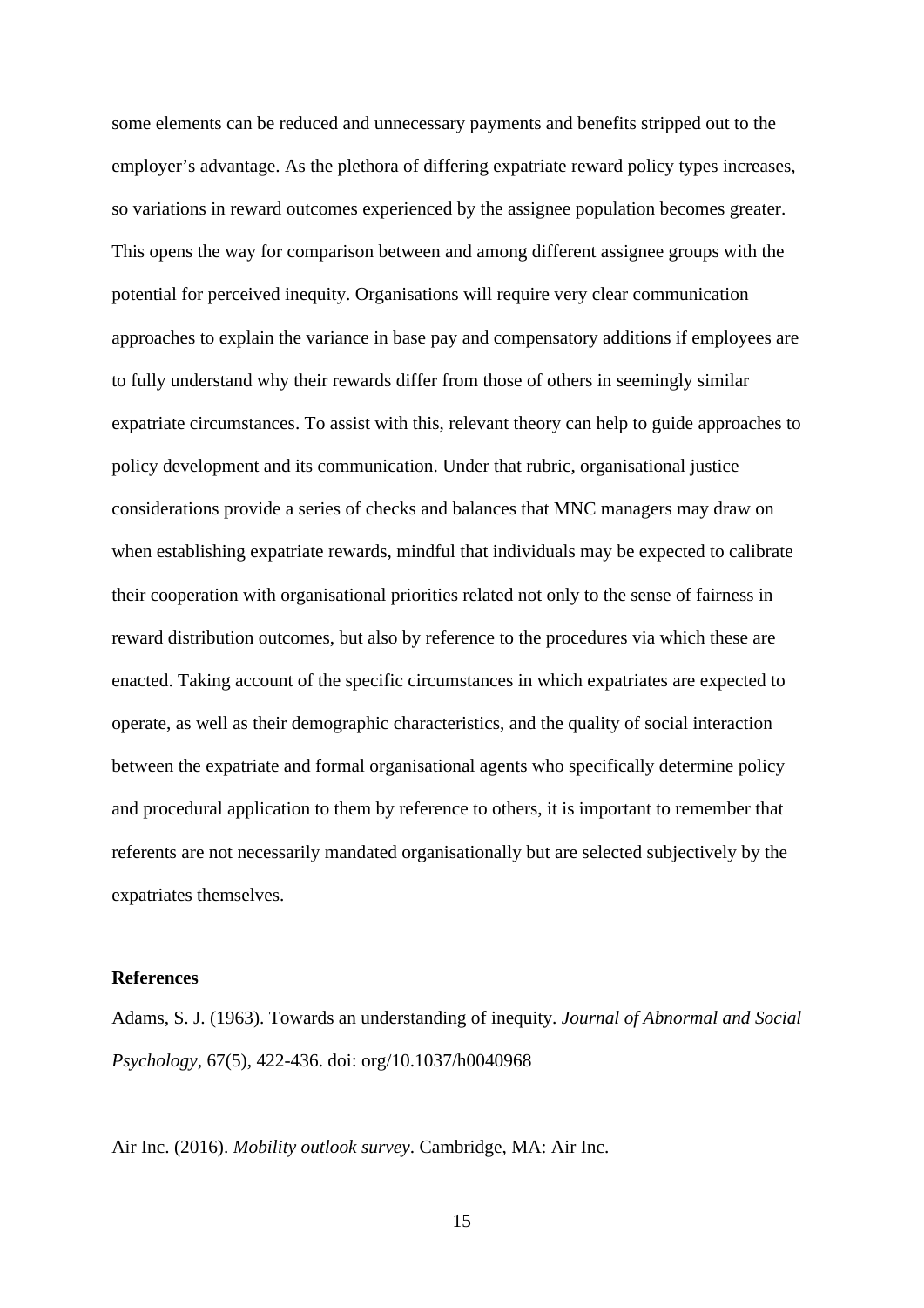some elements can be reduced and unnecessary payments and benefits stripped out to the employer's advantage. As the plethora of differing expatriate reward policy types increases, so variations in reward outcomes experienced by the assignee population becomes greater. This opens the way for comparison between and among different assignee groups with the potential for perceived inequity. Organisations will require very clear communication approaches to explain the variance in base pay and compensatory additions if employees are to fully understand why their rewards differ from those of others in seemingly similar expatriate circumstances. To assist with this, relevant theory can help to guide approaches to policy development and its communication. Under that rubric, organisational justice considerations provide a series of checks and balances that MNC managers may draw on when establishing expatriate rewards, mindful that individuals may be expected to calibrate their cooperation with organisational priorities related not only to the sense of fairness in reward distribution outcomes, but also by reference to the procedures via which these are enacted. Taking account of the specific circumstances in which expatriates are expected to operate, as well as their demographic characteristics, and the quality of social interaction between the expatriate and formal organisational agents who specifically determine policy and procedural application to them by reference to others, it is important to remember that referents are not necessarily mandated organisationally but are selected subjectively by the expatriates themselves.

**References**

Adams, S. J. (1963). Towards an understanding of inequity. *Journal of Abnormal and Social Psychology*, 67(5), 422-436. doi: org/10.1037/h0040968

Air Inc. (2016). *Mobility outlook survey*. Cambridge, MA: Air Inc.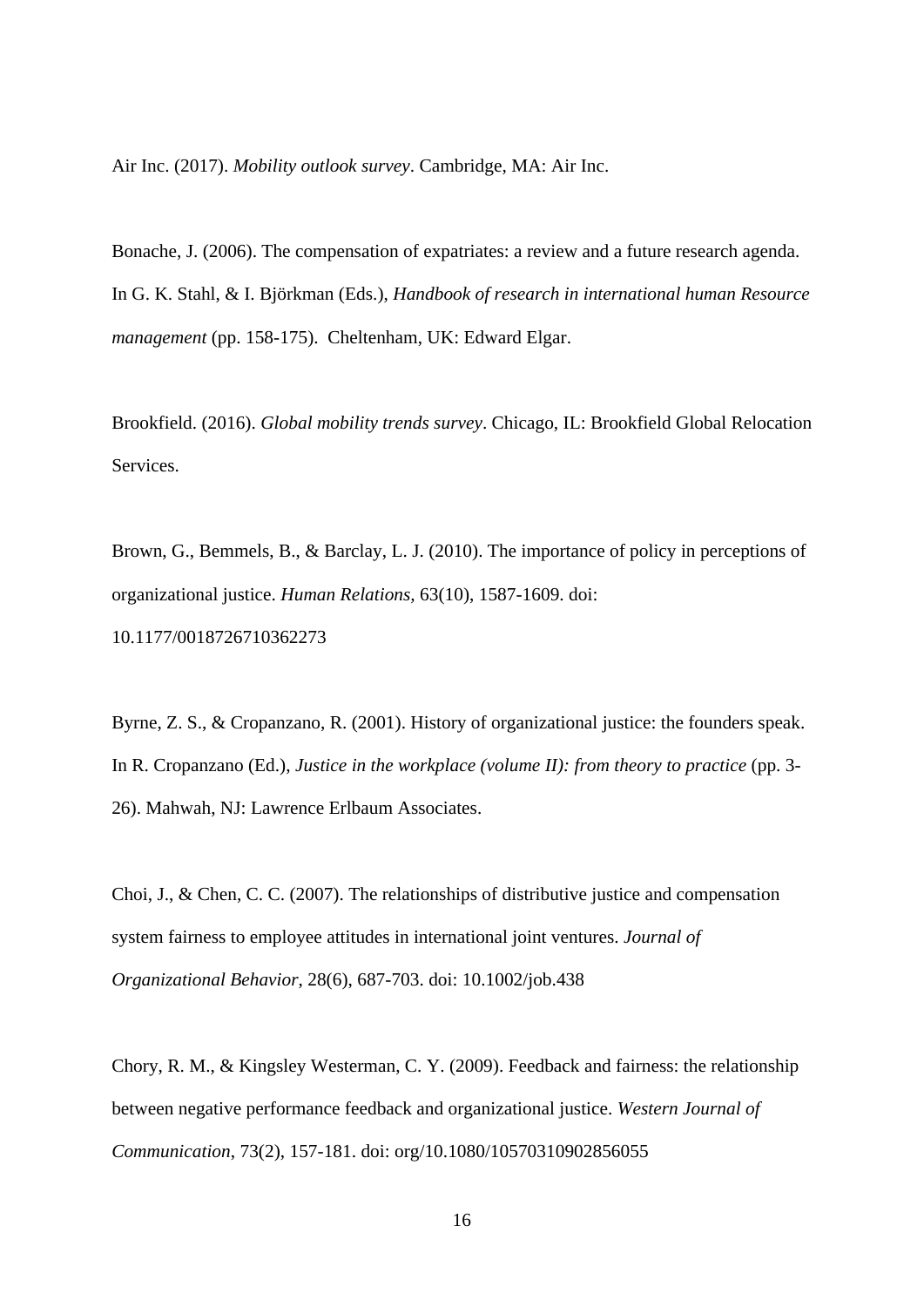Air Inc. (2017). *Mobility outlook survey*. Cambridge, MA: Air Inc.

Bonache, J. (2006). The compensation of expatriates: a review and a future research agenda. In G. K. Stahl, & I. Björkman (Eds.), *Handbook of research in international human Resource management* (pp. 158-175). Cheltenham, UK: Edward Elgar.

Brookfield. (2016). *Global mobility trends survey*. Chicago, IL: Brookfield Global Relocation Services.

Brown, G., Bemmels, B., & Barclay, L. J. (2010). The importance of policy in perceptions of organizational justice. *Human Relations*, 63(10), 1587-1609. doi: 10.1177/0018726710362273

Byrne, Z. S., & Cropanzano, R. (2001). History of organizational justice: the founders speak. In R. Cropanzano (Ed.), *Justice in the workplace (volume II): from theory to practice* (pp. 3-26). Mahwah, NJ: Lawrence Erlbaum Associates.

Choi, J., & Chen, C. C. (2007). The relationships of distributive justice and compensation system fairness to employee attitudes in international joint ventures. *Journal of Organizational Behavior*, 28(6), 687-703. doi: 10.1002/job.438

Chory, R. M., & Kingsley Westerman, C. Y. (2009). Feedback and fairness: the relationship between negative performance feedback and organizational justice. *Western Journal of Communication*, 73(2), 157-181. doi: org/10.1080/10570310902856055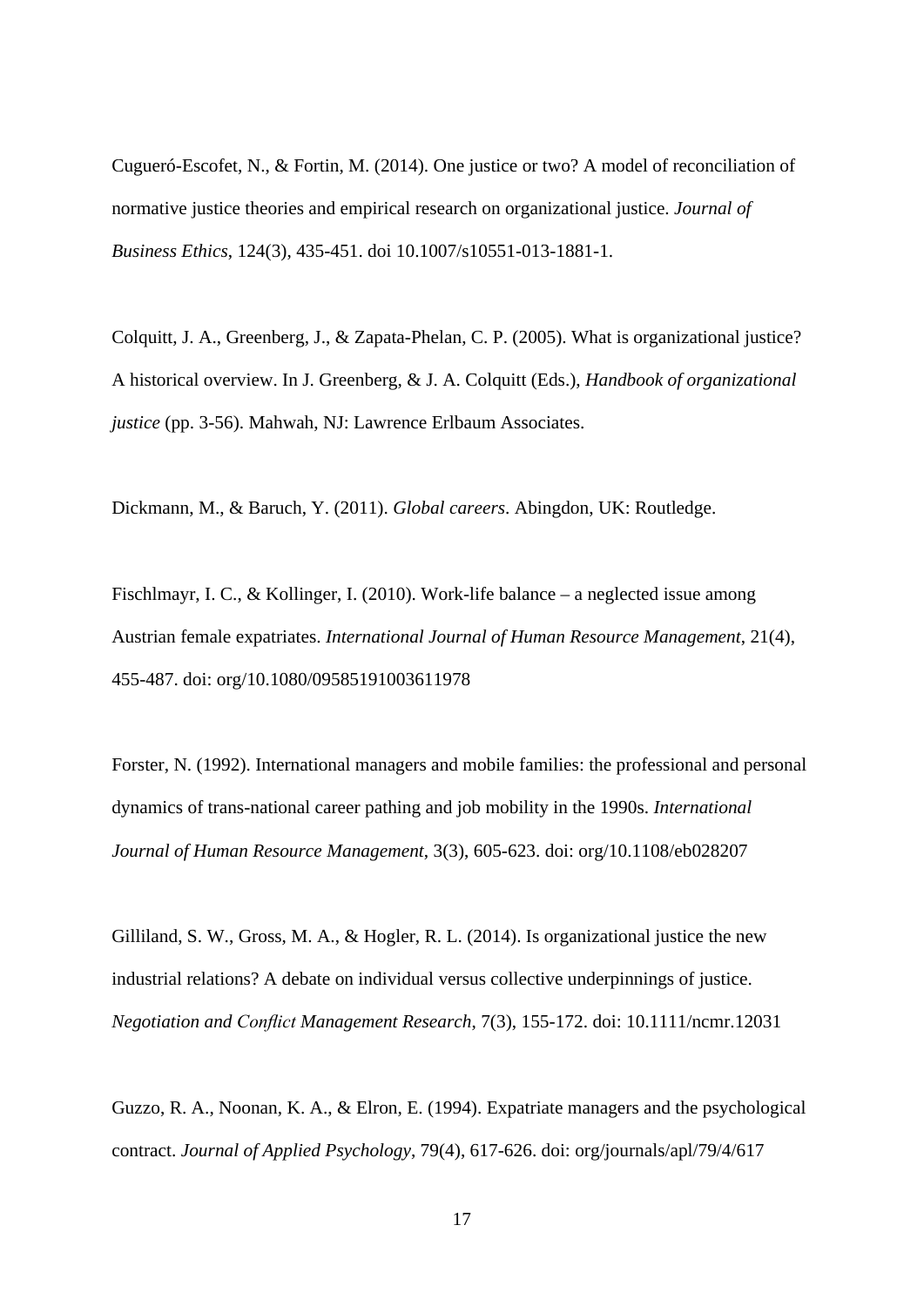Cugueró-Escofet, N., & Fortin, M. (2014). One justice or two? A model of reconciliation of normative justice theories and empirical research on organizational justice. *Journal of Business Ethics*, 124(3), 435-451. doi 10.1007/s10551-013-1881-1.

Colquitt, J. A., Greenberg, J., & Zapata-Phelan, C. P. (2005). What is organizational justice? A historical overview. In J. Greenberg, & J. A. Colquitt (Eds.), *Handbook of organizational justice* (pp. 3-56). Mahwah, NJ: Lawrence Erlbaum Associates.

Dickmann, M., & Baruch, Y. (2011). *Global careers*. Abingdon, UK: Routledge.

Fischlmayr, I. C., & Kollinger, I. (2010). Work-life balance – a neglected issue among Austrian female expatriates. *International Journal of Human Resource Management*, 21(4), 455-487. doi: org/10.1080/09585191003611978

Forster, N. (1992). International managers and mobile families: the professional and personal dynamics of trans-national career pathing and job mobility in the 1990s. *International Journal of Human Resource Management*, 3(3), 605-623. doi: org/10.1108/eb028207

Gilliland, S. W., Gross, M. A., & Hogler, R. L. (2014). Is organizational justice the new industrial relations? A debate on individual versus collective underpinnings of justice. *Negotiation and Conflict Management Research*, 7(3), 155-172. doi: 10.1111/ncmr.12031

Guzzo, R. A., Noonan, K. A., & Elron, E. (1994). Expatriate managers and the psychological contract. *Journal of Applied Psychology*, 79(4), 617-626. doi: org/journals/apl/79/4/617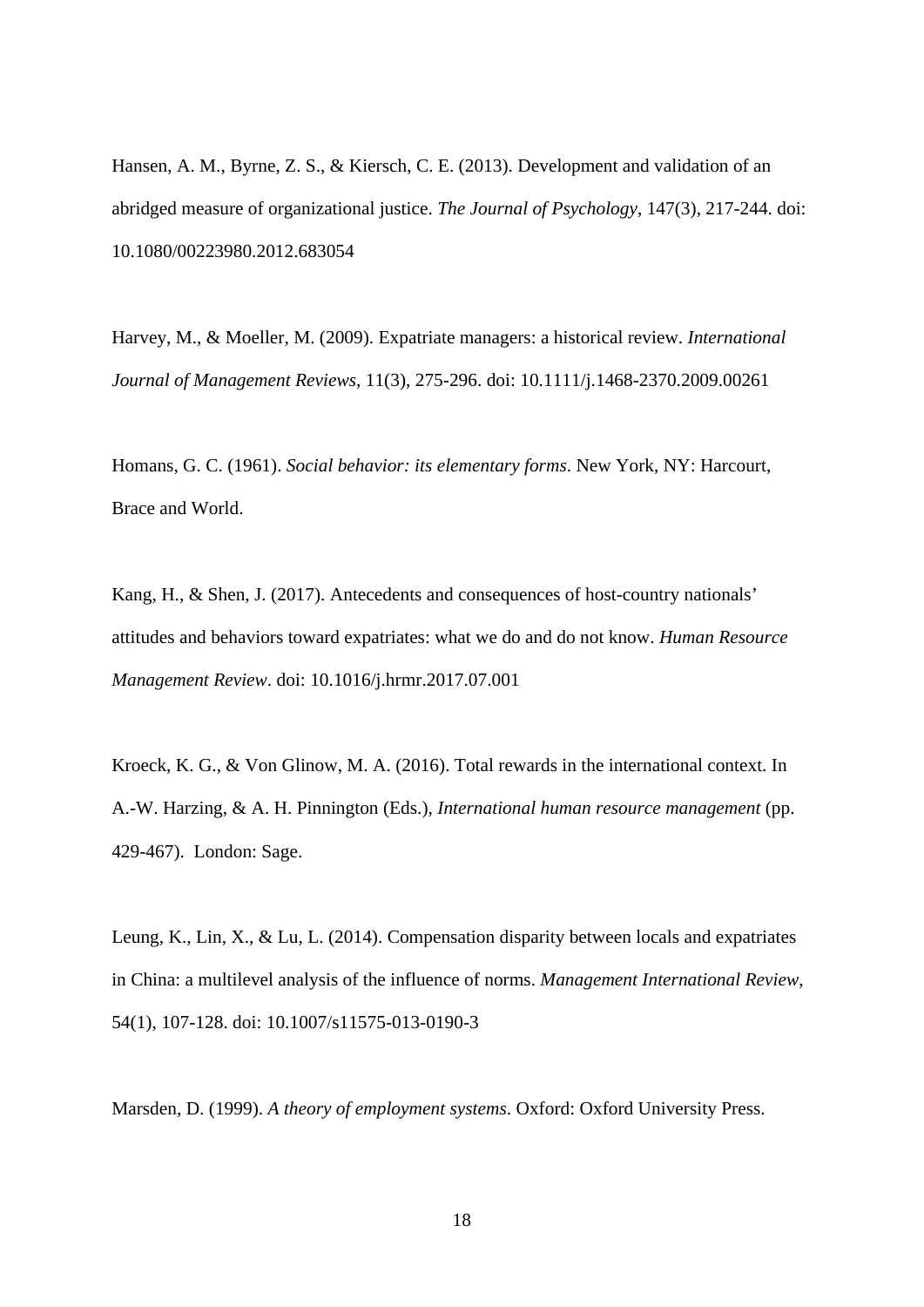Hansen, A. M., Byrne, Z. S., & Kiersch, C. E. (2013). Development and validation of an abridged measure of organizational justice. *The Journal of Psychology*, 147(3), 217-244. doi: 10.1080/00223980.2012.683054

Harvey, M., & Moeller, M. (2009). Expatriate managers: a historical review. *International Journal of Management Reviews*, 11(3), 275-296. doi: 10.1111/j.1468-2370.2009.00261

Homans, G. C. (1961). *Social behavior: its elementary forms*. New York, NY: Harcourt, Brace and World.

Kang, H., & Shen, J. (2017). Antecedents and consequences of host-country nationals' attitudes and behaviors toward expatriates: what we do and do not know. *Human Resource Management Review*. doi: 10.1016/j.hrmr.2017.07.001

Kroeck, K. G., & Von Glinow, M. A. (2016). Total rewards in the international context. In A.-W. Harzing, & A. H. Pinnington (Eds.), *International human resource management* (pp. 429-467). London: Sage.

Leung, K., Lin, X., & Lu, L. (2014). Compensation disparity between locals and expatriates in China: a multilevel analysis of the influence of norms. *Management International Review*, 54(1), 107-128. doi: 10.1007/s11575-013-0190-3

Marsden, D. (1999). *A theory of employment systems*. Oxford: Oxford University Press.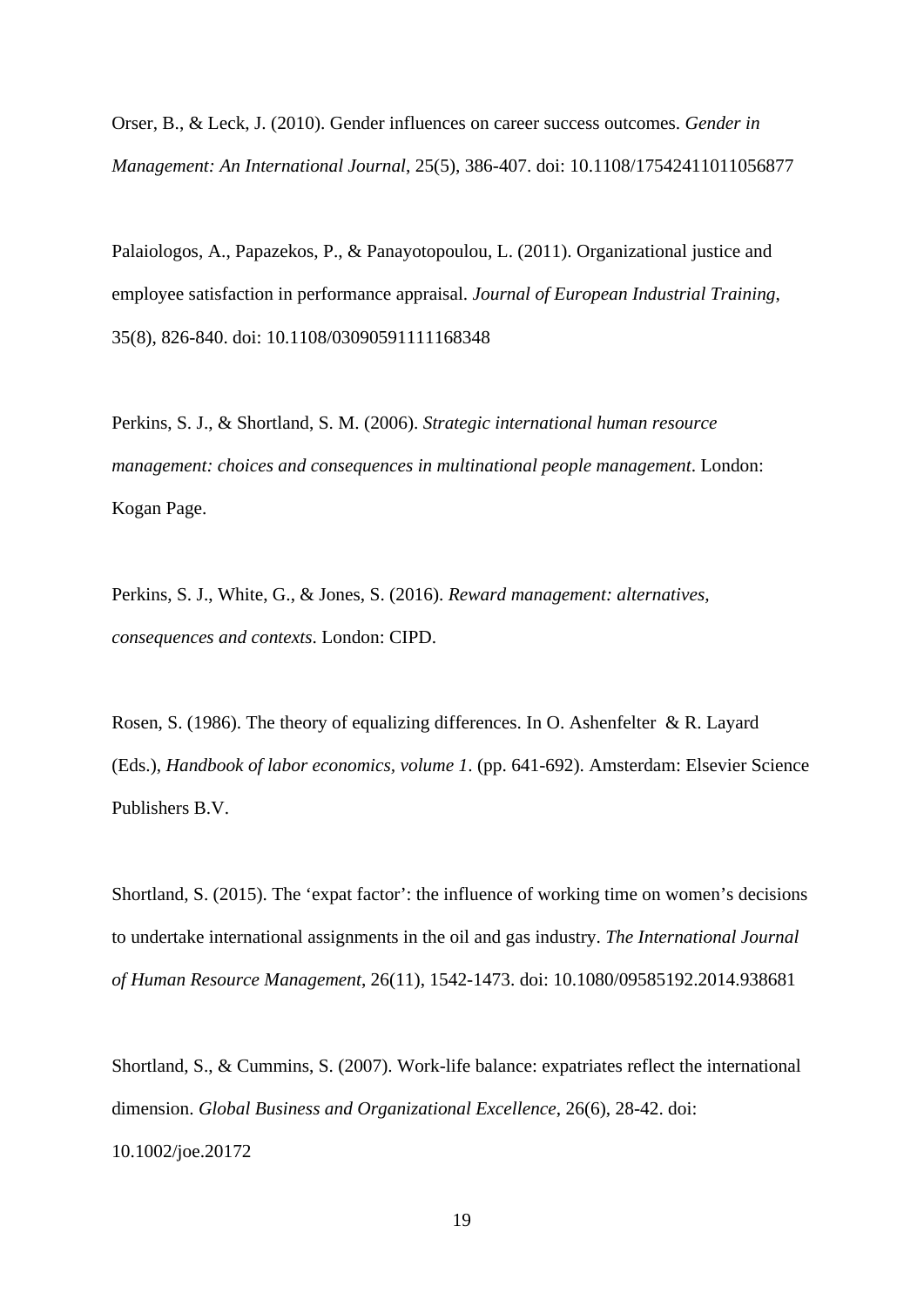Orser, B., & Leck, J. (2010). Gender influences on career success outcomes. *Gender in Management: An International Journal*, 25(5), 386-407. doi: 10.1108/17542411011056877

Palaiologos, A., Papazekos, P., & Panayotopoulou, L. (2011). Organizational justice and employee satisfaction in performance appraisal. *Journal of European Industrial Training*, 35(8), 826-840. doi: 10.1108/03090591111168348

Perkins, S. J., & Shortland, S. M. (2006). *Strategic international human resource management: choices and consequences in multinational people management*. London: Kogan Page.

Perkins, S. J., White, G., & Jones, S. (2016). *Reward management: alternatives, consequences and contexts*. London: CIPD.

Rosen, S. (1986). The theory of equalizing differences. In O. Ashenfelter & R. Layard (Eds.), *Handbook of labor economics, volume 1*. (pp. 641-692). Amsterdam: Elsevier Science Publishers B.V.

Shortland, S. (2015). The 'expat factor': the influence of working time on women's decisions to undertake international assignments in the oil and gas industry. *The International Journal of Human Resource Management*, 26(11), 1542-1473. doi: 10.1080/09585192.2014.938681

Shortland, S., & Cummins, S. (2007). Work-life balance: expatriates reflect the international dimension. *Global Business and Organizational Excellence*, 26(6), 28-42. doi: 10.1002/joe.20172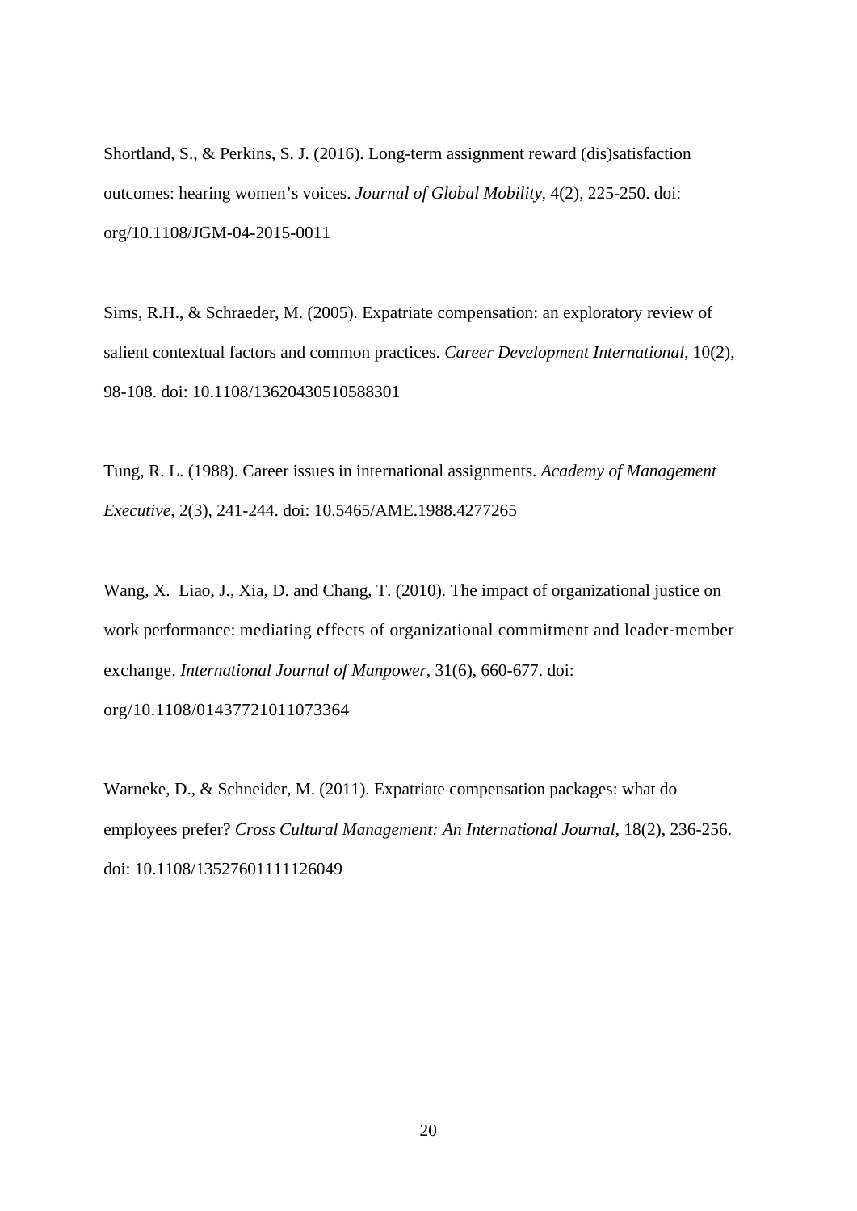Shortland, S., & Perkins, S. J. (2016). Long-term assignment reward (dis)satisfaction outcomes: hearing women's voices. *Journal of Global Mobility*, 4(2), 225-250. doi: org/10.1108/JGM-04-2015-0011

Sims, R.H., & Schraeder, M. (2005). Expatriate compensation: an exploratory review of salient contextual factors and common practices. *Career Development International*, 10(2), 98-108. doi: 10.1108/13620430510588301

Tung, R. L. (1988). Career issues in international assignments. *Academy of Management Executive*, 2(3), 241-244. doi: 10.5465/AME.1988.4277265

Wang, X. Liao, J., Xia, D. and Chang, T. (2010). The impact of organizational justice on work performance: mediating effects of organizational commitment and leader-member exchange. *International Journal of Manpower*, 31(6), 660-677. doi: org/10.1108/01437721011073364

Warneke, D., & Schneider, M. (2011). Expatriate compensation packages: what do employees prefer? *Cross Cultural Management: An International Journal*, 18(2), 236-256. doi: 10.1108/13527601111126049